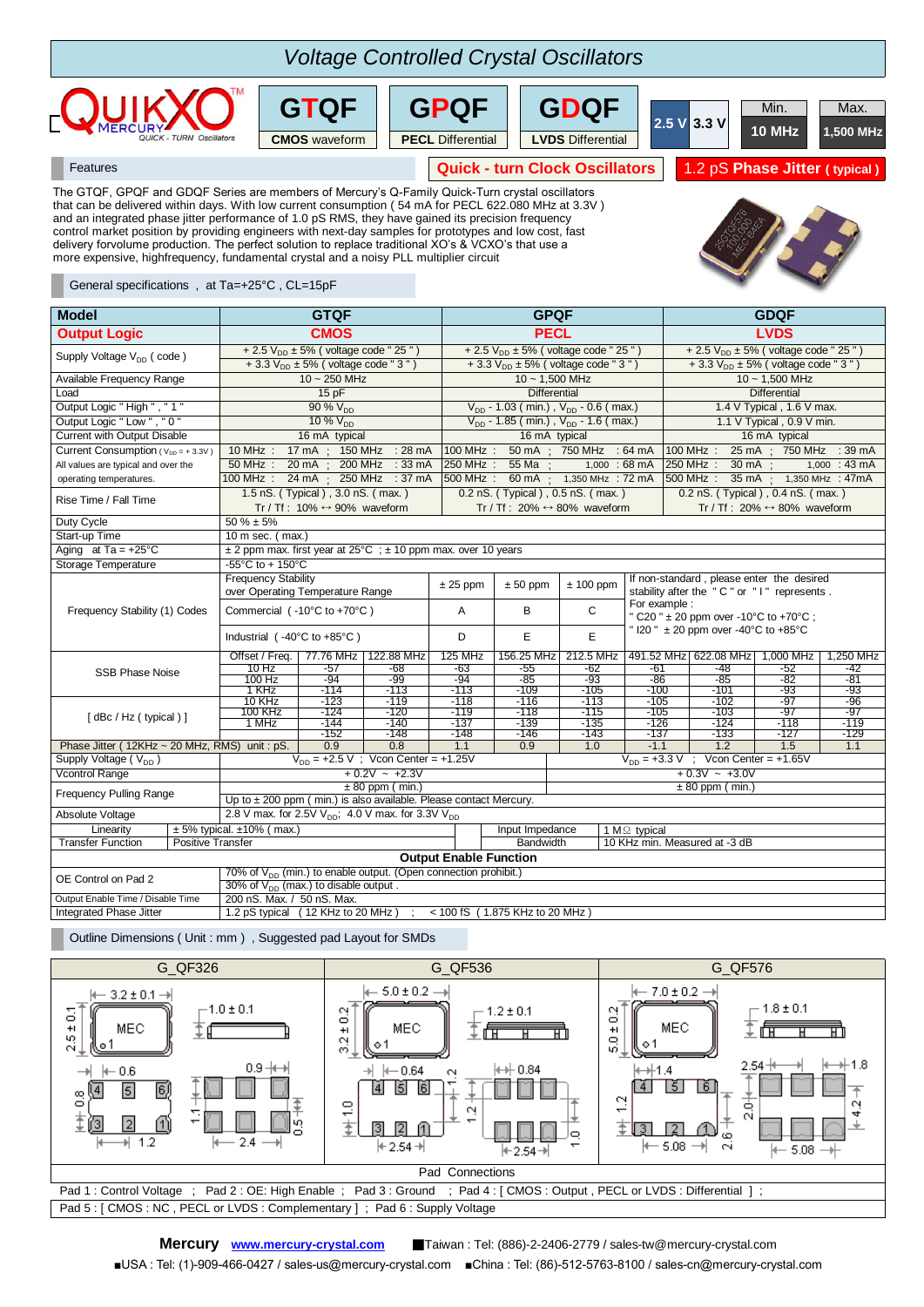# Voltage Controlled Crystal Oscillators

QUIKXO™ MERCURY — QUICK - TURN Oscillators

| GTQF | GPQF | GDQF | 2.5 V | 3.3 V | Min. | Max. |
|---|---|---|---|---|---|---|
| CMOS waveform | PECL Differential | LVDS Differential | | | 10 MHz | 1,500 MHz |

## Features

**Quick - turn Clock Oscillators** — **1.2 pS Phase Jitter ( typical )**

The GTQF, GPQF and GDQF Series are members of Mercury's Q-Family Quick-Turn crystal oscillators that can be delivered within days. With low current consumption ( 54 mA for PECL 622.080 MHz at 3.3V ) and an integrated phase jitter performance of 1.0 pS RMS, they have gained its precision frequency control market position by providing engineers with next-day samples for prototypes and low cost, fast delivery forvolume production. The perfect solution to replace traditional XO's & VCXO's that use a more expensive, highfrequency, fundamental crystal and a noisy PLL multiplier circuit

## General specifications , at Ta=+25°C , CL=15pF

| Model | GTQF | GPQF | GDQF |
|---|---|---|---|
| **Output Logic** | **CMOS** | **PECL** | **LVDS** |
| Supply Voltage $V_{DD}$ ( code ) | + 2.5 $V_{DD}$ ± 5% ( voltage code " 25 " )<br>+ 3.3 $V_{DD}$ ± 5% ( voltage code " 3 " ) | + 2.5 $V_{DD}$ ± 5% ( voltage code " 25 " )<br>+ 3.3 $V_{DD}$ ± 5% ( voltage code " 3 " ) | + 2.5 $V_{DD}$ ± 5% ( voltage code " 25 " )<br>+ 3.3 $V_{DD}$ ± 5% ( voltage code " 3 " ) |
| Available Frequency Range | 10 ~ 250 MHz | 10 ~ 1,500 MHz | 10 ~ 1,500 MHz |
| Load | 15 pF | Differential | Differential |
| Output Logic " High " , " 1 " | 90 % $V_{DD}$ | $V_{DD}$ - 1.03 ( min.) , $V_{DD}$ - 0.6 ( max.) | 1.4 V Typical , 1.6 V max. |
| Output Logic " Low " , " 0 " | 10 % $V_{DD}$ | $V_{DD}$ - 1.85 ( min.) , $V_{DD}$ - 1.6 ( max.) | 1.1 V Typical , 0.9 V min. |
| Current with Output Disable | 16 mA typical | 16 mA typical | 16 mA typical |
| Current Consumption ( $V_{DD}$ = + 3.3V )<br>All values are typical and over the operating temperatures. | 10 MHz : 17 mA ; 150 MHz : 28 mA<br>50 MHz : 20 mA ; 200 MHz : 33 mA<br>100 MHz : 24 mA ; 250 MHz : 37 mA | 100 MHz : 50 mA ; 750 MHz : 64 mA<br>250 MHz : 55 Ma ; 1,000 : 68 mA<br>500 MHz : 60 mA ; 1,350 MHz : 72 mA | 100 MHz : 25 mA ; 750 MHz : 39 mA<br>250 MHz : 30 mA ; 1,000 : 43 mA<br>500 MHz : 35 mA ; 1,350 MHz : 47mA |
| Rise Time / Fall Time | 1.5 nS. ( Typical ) , 3.0 nS. ( max. )<br>Tr / Tf : 10% ↔ 90% waveform | 0.2 nS. ( Typical ) , 0.5 nS. ( max. )<br>Tr / Tf : 20% ↔ 80% waveform | 0.2 nS. ( Typical ) , 0.4 nS. ( max. )<br>Tr / Tf : 20% ↔ 80% waveform |
| Duty Cycle | 50 % ± 5% | | |
| Start-up Time | 10 m sec. ( max.) | | |
| Aging at Ta = +25°C | ± 2 ppm max. first year at 25°C ; ± 10 ppm max. over 10 years | | |
| Storage Temperature | -55°C to + 150°C | | |

| Frequency Stability (1) Codes | | | | | |
|---|---|---|---|---|---|
| Frequency Stability over Operating Temperature Range | ± 25 ppm | ± 50 ppm | ± 100 ppm | If non-standard , please enter the desired stability after the " C " or " I " represents . |
| Commercial ( -10°C to +70°C ) | A | B | C | For example :<br>" C20 " ± 20 ppm over -10°C to +70°C ;<br>" I20 " ± 20 ppm over -40°C to +85°C |
| Industrial ( -40°C to +85°C ) | D | E | E | |

**SSB Phase Noise [ dBc / Hz ( typical ) ]**

| Offset / Freq. | 77.76 MHz | 122.88 MHz | 125 MHz | 156.25 MHz | 212.5 MHz | 491.52 MHz | 622.08 MHz | 1,000 MHz | 1,250 MHz |
|---|---|---|---|---|---|---|---|---|---|
| 10 Hz | -57 | -68 | -63 | -55 | -62 | -61 | -48 | -52 | -42 |
| 100 Hz | -94 | -99 | -94 | -85 | -93 | -86 | -85 | -82 | -81 |
| 1 KHz | -114 | -113 | -113 | -109 | -105 | -100 | -101 | -93 | -93 |
| 10 KHz | -123 | -119 | -118 | -116 | -113 | -105 | -102 | -97 | -96 |
| 100 KHz | -124 | -120 | -119 | -118 | -115 | -105 | -103 | -97 | -97 |
| 1 MHz | -144 | -140 | -137 | -139 | -135 | -126 | -124 | -118 | -119 |
| | -152 | -148 | -148 | -146 | -143 | -137 | -133 | -127 | -129 |
| Phase Jitter ( 12KHz ~ 20 MHz, RMS) unit : pS. | 0.9 | 0.8 | 1.1 | 0.9 | 1.0 | 1.1 | 1.2 | 1.5 | 1.1 |

| Parameter | | |
|---|---|---|
| Supply Voltage ( $V_{DD}$ ) | $V_{DD}$ = +2.5 V ; Vcon Center = +1.25V | $V_{DD}$ = +3.3 V ; Vcon Center = +1.65V |
| Vcontrol Range | + 0.2V ~ +2.3V | + 0.3V ~ +3.0V |
| Frequency Pulling Range | ± 80 ppm ( min.) | ± 80 ppm ( min.) |
| | Up to ± 200 ppm ( min.) is also available. Please contact Mercury. | |
| Absolute Voltage | 2.8 V max. for 2.5V $V_{DD}$; 4.0 V max. for 3.3V $V_{DD}$ | |
| Linearity | ± 5% typical. ±10% ( max.) | Input Impedance: 1 MΩ typical |
| Transfer Function | Positive Transfer | Bandwidth: 10 KHz min. Measured at -3 dB |

**Output Enable Function**

| | |
|---|---|
| OE Control on Pad 2 | 70% of $V_{DD}$ (min.) to enable output. (Open connection prohibit.)<br>30% of $V_{DD}$ (max.) to disable output . |
| Output Enable Time / Disable Time | 200 nS. Max. / 50 nS. Max. |
| Integrated Phase Jitter | 1.2 pS typical ( 12 KHz to 20 MHz ) ; < 100 fS ( 1.875 KHz to 20 MHz ) |

## Outline Dimensions ( Unit : mm ) , Suggested pad Layout for SMDs

| G_QF326 | G_QF536 | G_QF576 |
|---|---|---|
| 3.2 ± 0.1 × 2.5 ± 0.1, height 1.0 ± 0.1; pads 0.6, 0.9, 0.8, 1.2, 1.1, 2.4, 0.5 | 5.0 ± 0.2 × 3.2 ± 0.2, height 1.2 ± 0.1; pads 0.64, 0.84, 1.0, 1.2, 2.54, 2.54, 1.0 | 7.0 ± 0.2 × 5.0 ± 0.2, height 1.8 ± 0.1; pads 1.4, 1.8, 2.54, 1.2, 2.0, 4.2, 2.6, 5.08, 5.08 |

**Pad Connections**

Pad 1 : Control Voltage ; Pad 2 : OE: High Enable ; Pad 3 : Ground ; Pad 4 : [ CMOS : Output , PECL or LVDS : Differential ] ;
Pad 5 : [ CMOS : NC , PECL or LVDS : Complementary ] ; Pad 6 : Supply Voltage

**Mercury** www.mercury-crystal.com ■Taiwan : Tel: (886)-2-2406-2779 / sales-tw@mercury-crystal.com
■USA : Tel: (1)-909-466-0427 / sales-us@mercury-crystal.com ■China : Tel: (86)-512-5763-8100 / sales-cn@mercury-crystal.com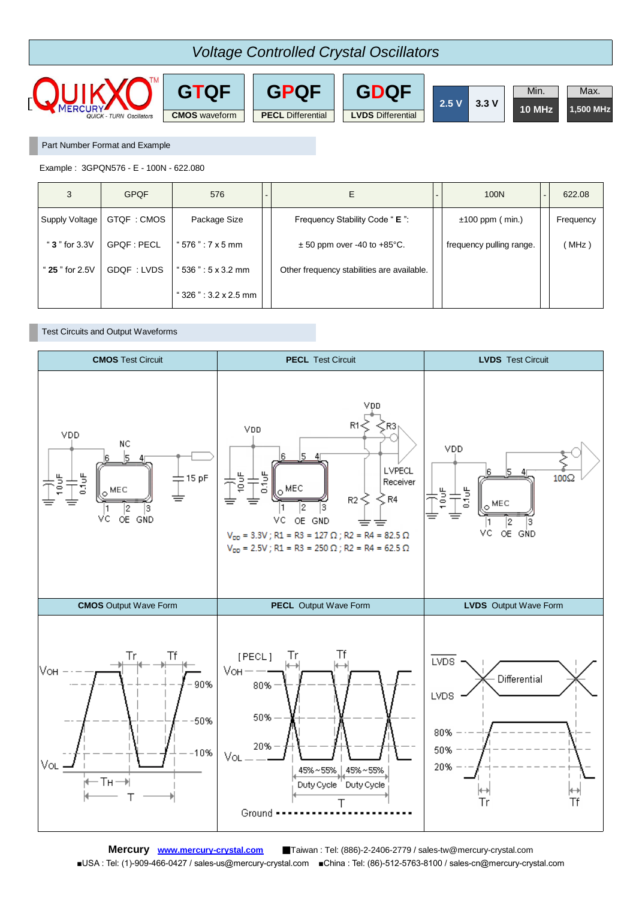# Voltage Controlled Crystal Oscillators

QUIKXO™ MERCURY QUICK - TURN Oscillators

| GTQF | GPQF | GDQF | 2.5 V | 3.3 V | Min. | Max. |
|---|---|---|---|---|---|---|
| CMOS waveform | PECL Differential | LVDS Differential | | | 10 MHz | 1,500 MHz |

## Part Number Format and Example

Example : 3GPQN576 - E - 100N - 622.080

| 3 | GPQF | 576 | - | E | - | 100N | - | 622.08 |
|---|---|---|---|---|---|---|---|---|
| Supply Voltage<br>" **3** " for 3.3V<br>" **25** " for 2.5V | GTQF : CMOS<br>GPQF : PECL<br>GDQF : LVDS | Package Size<br>" 576 " : 7 x 5 mm<br>" 536 " : 5 x 3.2 mm<br>" 326 " : 3.2 x 2.5 mm | | Frequency Stability Code " **E** ":<br>± 50 ppm over -40 to +85°C.<br>Other frequency stabilities are available. | | ±100 ppm ( min.)<br>frequency pulling range. | | Frequency<br>( MHz ) |

## Test Circuits and Output Waveforms

**CMOS** Test Circuit

VDD, NC, 10uF, 0.1uF, 6, 5, 4, MEC, 1, 2, 3, VC, OE, GND, 15 pF

**PECL** Test Circuit

VDD, R1, R3, 10uF, 0.1uF, 6, 5, 4, MEC, 1, 2, 3, VC, OE, GND, LVPECL Receiver, R2, R4

$V_{DD}$ = 3.3V ; R1 = R3 = 127 Ω ; R2 = R4 = 82.5 Ω

$V_{DD}$ = 2.5V ; R1 = R3 = 250 Ω ; R2 = R4 = 62.5 Ω

**LVDS** Test Circuit

VDD, 10uF, 0.1uF, 6, 5, 4, MEC, 100Ω, 1, 2, 3, VC, OE, GND

**CMOS** Output Wave Form

Tr, Tf, $V_{OH}$, 90%, 50%, 10%, $V_{OL}$, $T_H$, T

**PECL** Output Wave Form

[ PECL ], Tr, Tf, $V_{OH}$, 80%, 50%, 20%, $V_{OL}$, 45% ~ 55% Duty Cycle, 45% ~ 55% Duty Cycle, T, Ground

**LVDS** Output Wave Form

$\overline{LVDS}$, Differential, LVDS, 80%, 50%, 20%, Tr, Tf

**Mercury** www.mercury-crystal.com ■Taiwan : Tel: (886)-2-2406-2779 / sales-tw@mercury-crystal.com
■USA : Tel: (1)-909-466-0427 / sales-us@mercury-crystal.com ■China : Tel: (86)-512-5763-8100 / sales-cn@mercury-crystal.com